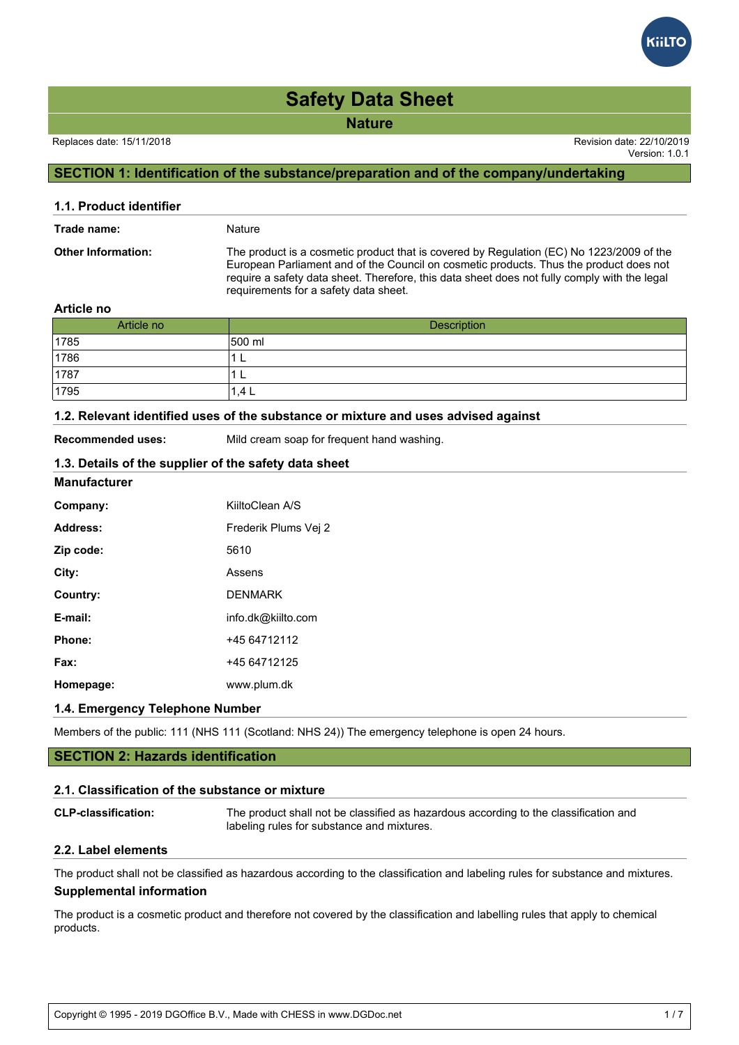# Safety Data Sheet

## Nature

Replaces date: 15/11/2018

Revision date: 22/10/2019
Version: 1.0.1

## SECTION 1: Identification of the substance/preparation and of the company/undertaking

### 1.1. Product identifier

**Trade name:** Nature

**Other Information:** The product is a cosmetic product that is covered by Regulation (EC) No 1223/2009 of the European Parliament and of the Council on cosmetic products. Thus the product does not require a safety data sheet. Therefore, this data sheet does not fully comply with the legal requirements for a safety data sheet.

**Article no**

| Article no | Description |
|---|---|
| 1785 | 500 ml |
| 1786 | 1 L |
| 1787 | 1 L |
| 1795 | 1,4 L |

### 1.2. Relevant identified uses of the substance or mixture and uses advised against

**Recommended uses:** Mild cream soap for frequent hand washing.

### 1.3. Details of the supplier of the safety data sheet

**Manufacturer**

**Company:** KiiltoClean A/S

**Address:** Frederik Plums Vej 2

**Zip code:** 5610

**City:** Assens

**Country:** DENMARK

**E-mail:** info.dk@kiilto.com

**Phone:** +45 64712112

**Fax:** +45 64712125

**Homepage:** www.plum.dk

### 1.4. Emergency Telephone Number

Members of the public: 111 (NHS 111 (Scotland: NHS 24)) The emergency telephone is open 24 hours.

## SECTION 2: Hazards identification

### 2.1. Classification of the substance or mixture

**CLP-classification:** The product shall not be classified as hazardous according to the classification and labeling rules for substance and mixtures.

### 2.2. Label elements

The product shall not be classified as hazardous according to the classification and labeling rules for substance and mixtures.

**Supplemental information**

The product is a cosmetic product and therefore not covered by the classification and labelling rules that apply to chemical products.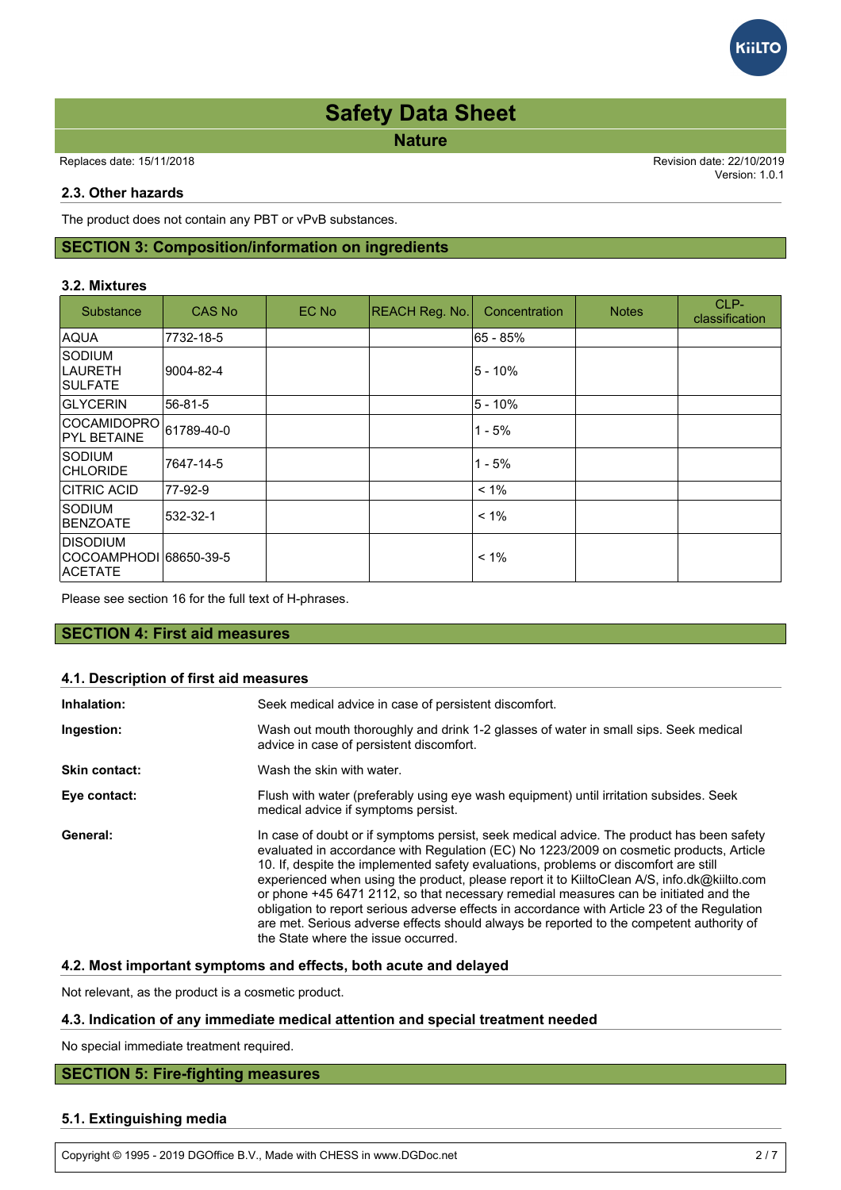## 2.3. Other hazards

The product does not contain any PBT or vPvB substances.

## SECTION 3: Composition/information on ingredients

### 3.2. Mixtures

| Substance | CAS No | EC No | REACH Reg. No. | Concentration | Notes | CLP-classification |
|---|---|---|---|---|---|---|
| AQUA | 7732-18-5 | | | 65 - 85% | | |
| SODIUM LAURETH SULFATE | 9004-82-4 | | | 5 - 10% | | |
| GLYCERIN | 56-81-5 | | | 5 - 10% | | |
| COCAMIDOPROPYL BETAINE | 61789-40-0 | | | 1 - 5% | | |
| SODIUM CHLORIDE | 7647-14-5 | | | 1 - 5% | | |
| CITRIC ACID | 77-92-9 | | | < 1% | | |
| SODIUM BENZOATE | 532-32-1 | | | < 1% | | |
| DISODIUM COCOAMPHODIACETATE | 68650-39-5 | | | < 1% | | |

Please see section 16 for the full text of H-phrases.

## SECTION 4: First aid measures

### 4.1. Description of first aid measures

**Inhalation:** Seek medical advice in case of persistent discomfort.

**Ingestion:** Wash out mouth thoroughly and drink 1-2 glasses of water in small sips. Seek medical advice in case of persistent discomfort.

**Skin contact:** Wash the skin with water.

**Eye contact:** Flush with water (preferably using eye wash equipment) until irritation subsides. Seek medical advice if symptoms persist.

**General:** In case of doubt or if symptoms persist, seek medical advice. The product has been safety evaluated in accordance with Regulation (EC) No 1223/2009 on cosmetic products, Article 10. If, despite the implemented safety evaluations, problems or discomfort are still experienced when using the product, please report it to KiiltoClean A/S, info.dk@kiilto.com or phone +45 6471 2112, so that necessary remedial measures can be initiated and the obligation to report serious adverse effects in accordance with Article 23 of the Regulation are met. Serious adverse effects should always be reported to the competent authority of the State where the issue occurred.

### 4.2. Most important symptoms and effects, both acute and delayed

Not relevant, as the product is a cosmetic product.

### 4.3. Indication of any immediate medical attention and special treatment needed

No special immediate treatment required.

## SECTION 5: Fire-fighting measures

### 5.1. Extinguishing media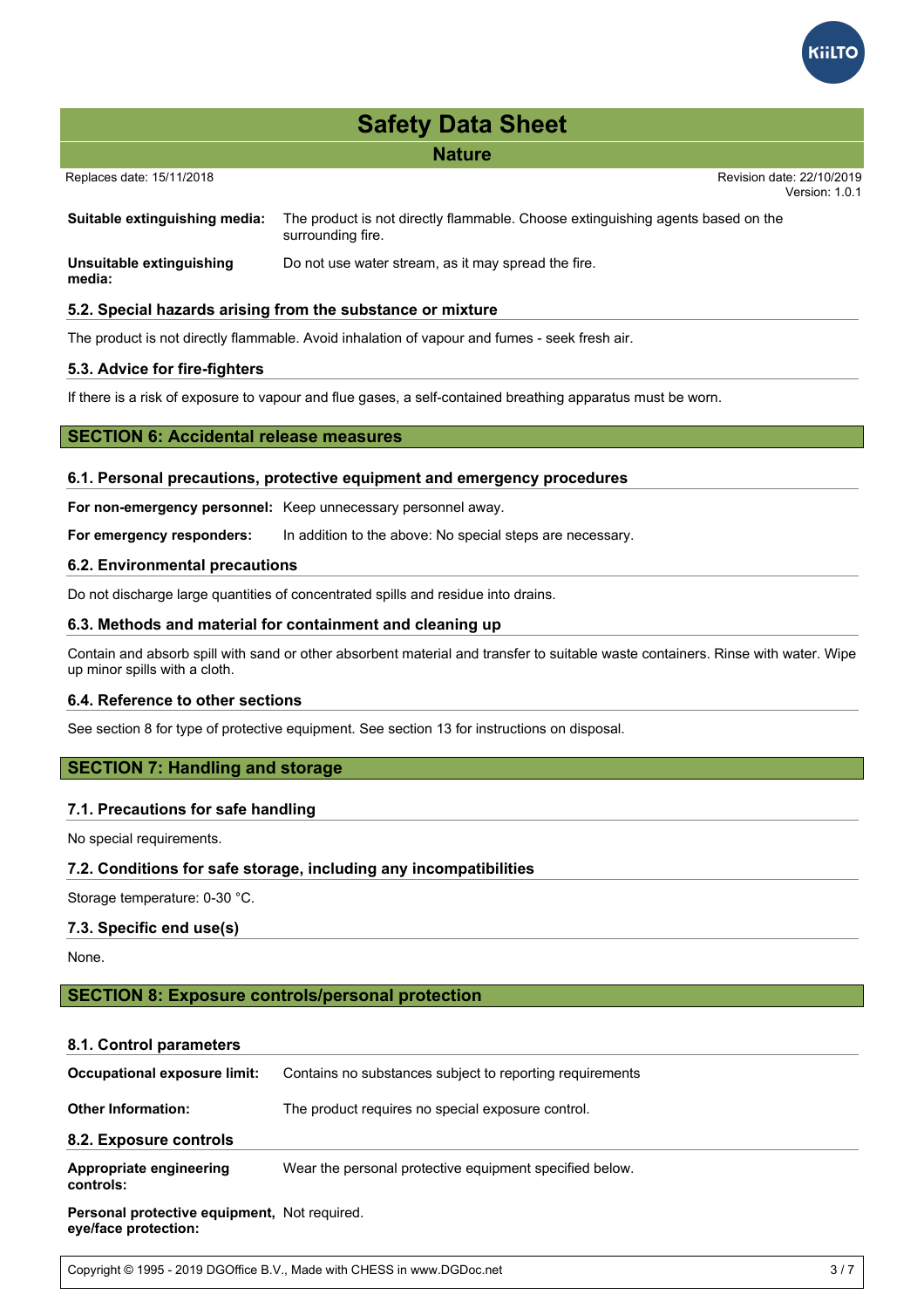**Suitable extinguishing media:** The product is not directly flammable. Choose extinguishing agents based on the surrounding fire.

**Unsuitable extinguishing media:** Do not use water stream, as it may spread the fire.

### 5.2. Special hazards arising from the substance or mixture

The product is not directly flammable. Avoid inhalation of vapour and fumes - seek fresh air.

### 5.3. Advice for fire-fighters

If there is a risk of exposure to vapour and flue gases, a self-contained breathing apparatus must be worn.

## SECTION 6: Accidental release measures

### 6.1. Personal precautions, protective equipment and emergency procedures

**For non-emergency personnel:** Keep unnecessary personnel away.

**For emergency responders:** In addition to the above: No special steps are necessary.

### 6.2. Environmental precautions

Do not discharge large quantities of concentrated spills and residue into drains.

### 6.3. Methods and material for containment and cleaning up

Contain and absorb spill with sand or other absorbent material and transfer to suitable waste containers. Rinse with water. Wipe up minor spills with a cloth.

### 6.4. Reference to other sections

See section 8 for type of protective equipment. See section 13 for instructions on disposal.

## SECTION 7: Handling and storage

### 7.1. Precautions for safe handling

No special requirements.

### 7.2. Conditions for safe storage, including any incompatibilities

Storage temperature: 0-30 °C.

### 7.3. Specific end use(s)

None.

## SECTION 8: Exposure controls/personal protection

### 8.1. Control parameters

**Occupational exposure limit:** Contains no substances subject to reporting requirements

**Other Information:** The product requires no special exposure control.

### 8.2. Exposure controls

**Appropriate engineering controls:** Wear the personal protective equipment specified below.

**Personal protective equipment, eye/face protection:** Not required.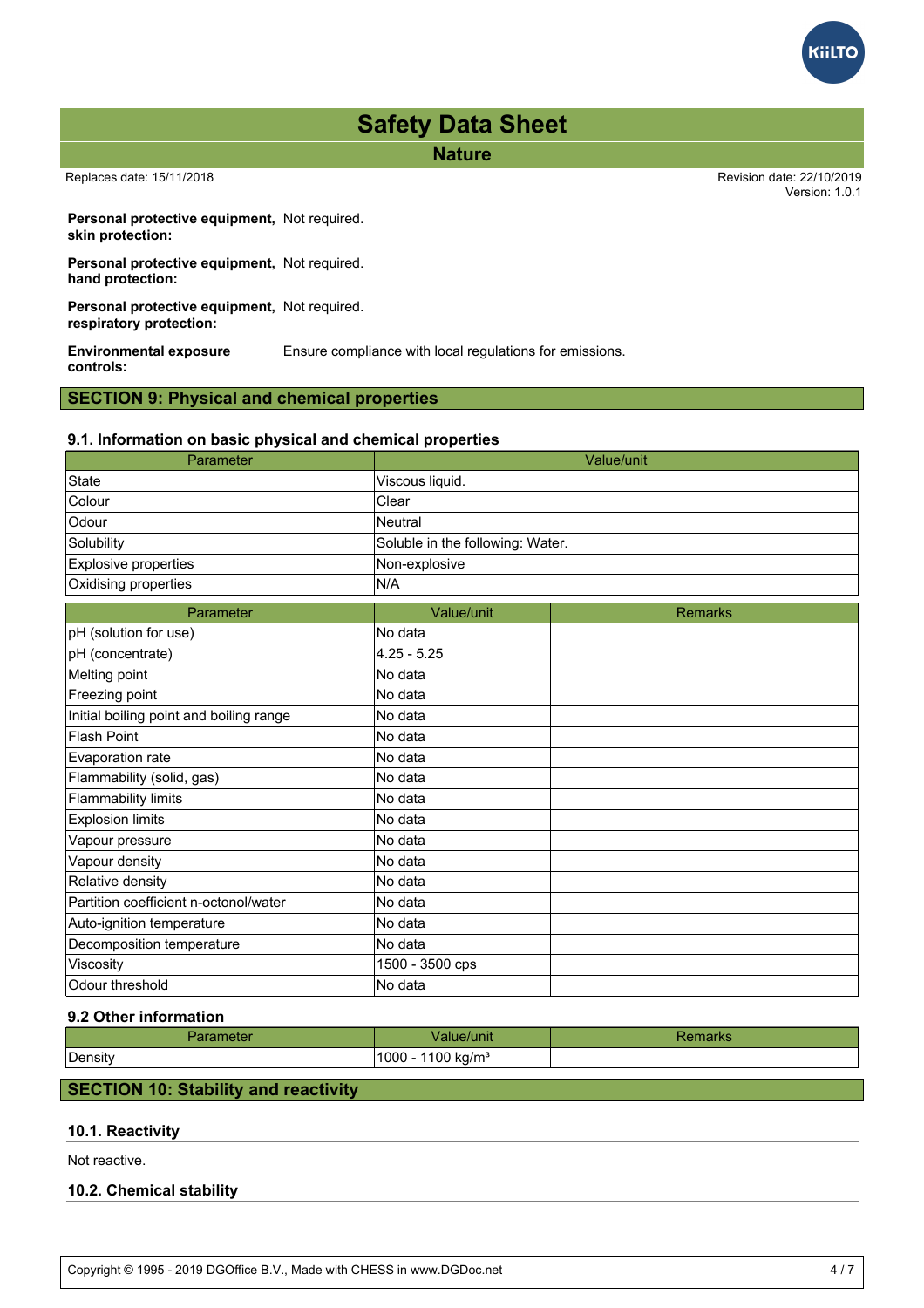**Personal protective equipment, skin protection:** Not required.

**Personal protective equipment, hand protection:** Not required.

**Personal protective equipment, respiratory protection:** Not required.

**Environmental exposure controls:** Ensure compliance with local regulations for emissions.

## SECTION 9: Physical and chemical properties

### 9.1. Information on basic physical and chemical properties

| Parameter | Value/unit |
|---|---|
| State | Viscous liquid. |
| Colour | Clear |
| Odour | Neutral |
| Solubility | Soluble in the following: Water. |
| Explosive properties | Non-explosive |
| Oxidising properties | N/A |

| Parameter | Value/unit | Remarks |
|---|---|---|
| pH (solution for use) | No data | |
| pH (concentrate) | 4.25 - 5.25 | |
| Melting point | No data | |
| Freezing point | No data | |
| Initial boiling point and boiling range | No data | |
| Flash Point | No data | |
| Evaporation rate | No data | |
| Flammability (solid, gas) | No data | |
| Flammability limits | No data | |
| Explosion limits | No data | |
| Vapour pressure | No data | |
| Vapour density | No data | |
| Relative density | No data | |
| Partition coefficient n-octonol/water | No data | |
| Auto-ignition temperature | No data | |
| Decomposition temperature | No data | |
| Viscosity | 1500 - 3500 cps | |
| Odour threshold | No data | |

### 9.2 Other information

| Parameter | Value/unit | Remarks |
|---|---|---|
| Density | 1000 - 1100 kg/m³ | |

## SECTION 10: Stability and reactivity

### 10.1. Reactivity

Not reactive.

### 10.2. Chemical stability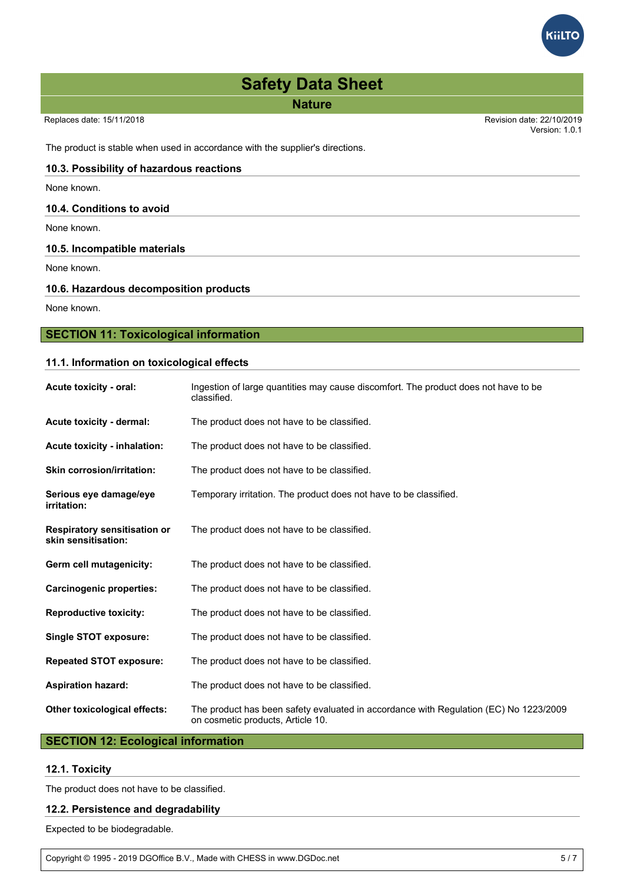The product is stable when used in accordance with the supplier's directions.

### 10.3. Possibility of hazardous reactions

None known.

### 10.4. Conditions to avoid

None known.

### 10.5. Incompatible materials

None known.

### 10.6. Hazardous decomposition products

None known.

## SECTION 11: Toxicological information

### 11.1. Information on toxicological effects

| | |
|---|---|
| **Acute toxicity - oral:** | Ingestion of large quantities may cause discomfort. The product does not have to be classified. |
| **Acute toxicity - dermal:** | The product does not have to be classified. |
| **Acute toxicity - inhalation:** | The product does not have to be classified. |
| **Skin corrosion/irritation:** | The product does not have to be classified. |
| **Serious eye damage/eye irritation:** | Temporary irritation. The product does not have to be classified. |
| **Respiratory sensitisation or skin sensitisation:** | The product does not have to be classified. |
| **Germ cell mutagenicity:** | The product does not have to be classified. |
| **Carcinogenic properties:** | The product does not have to be classified. |
| **Reproductive toxicity:** | The product does not have to be classified. |
| **Single STOT exposure:** | The product does not have to be classified. |
| **Repeated STOT exposure:** | The product does not have to be classified. |
| **Aspiration hazard:** | The product does not have to be classified. |
| **Other toxicological effects:** | The product has been safety evaluated in accordance with Regulation (EC) No 1223/2009 on cosmetic products, Article 10. |

## SECTION 12: Ecological information

### 12.1. Toxicity

The product does not have to be classified.

### 12.2. Persistence and degradability

Expected to be biodegradable.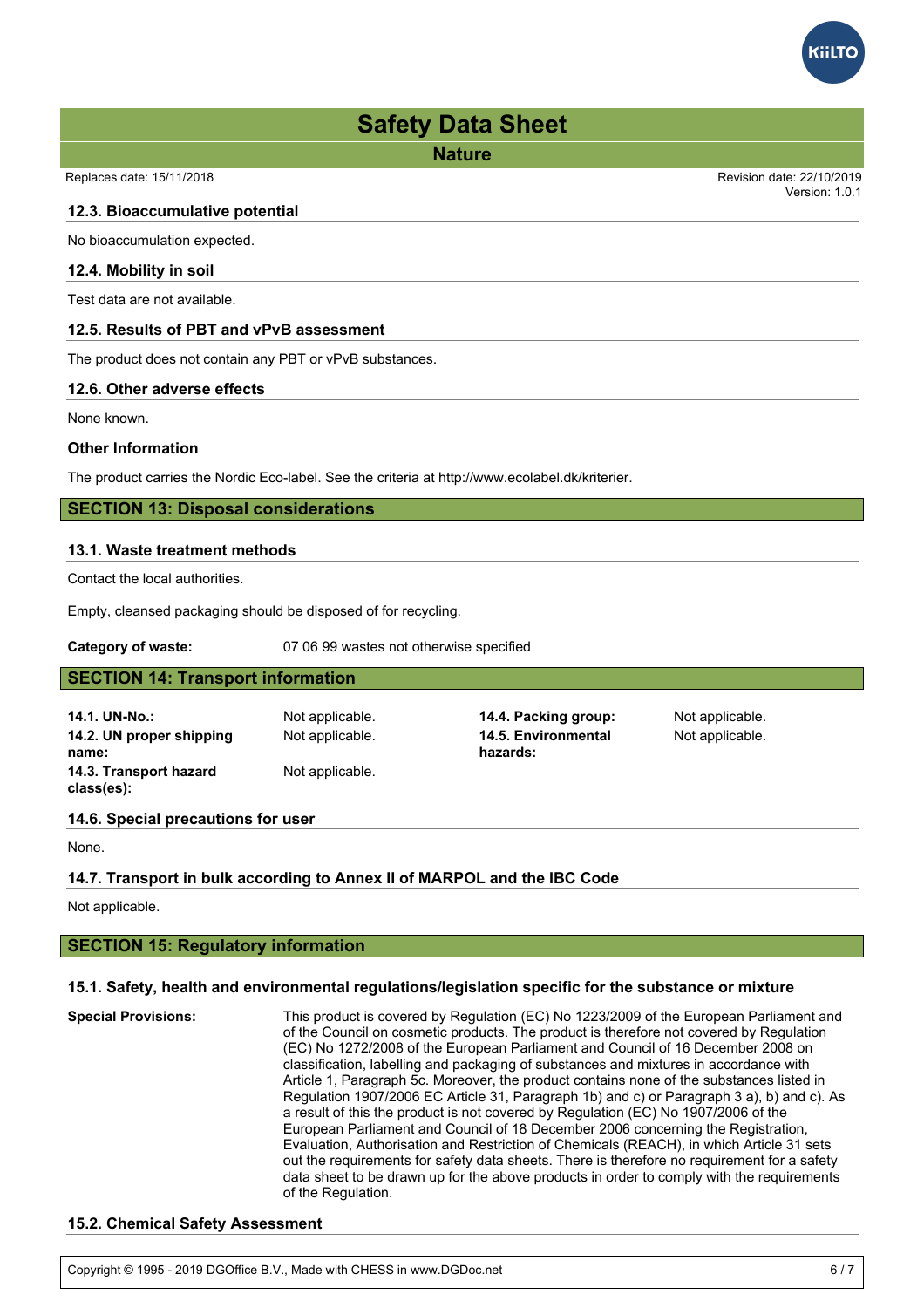### 12.3. Bioaccumulative potential

No bioaccumulation expected.

### 12.4. Mobility in soil

Test data are not available.

### 12.5. Results of PBT and vPvB assessment

The product does not contain any PBT or vPvB substances.

### 12.6. Other adverse effects

None known.

### Other Information

The product carries the Nordic Eco-label. See the criteria at http://www.ecolabel.dk/kriterier.

## SECTION 13: Disposal considerations

### 13.1. Waste treatment methods

Contact the local authorities.

Empty, cleansed packaging should be disposed of for recycling.

**Category of waste:** 07 06 99 wastes not otherwise specified

## SECTION 14: Transport information

| | | | |
|---|---|---|---|
| **14.1. UN-No.:** | Not applicable. | **14.4. Packing group:** | Not applicable. |
| **14.2. UN proper shipping name:** | Not applicable. | **14.5. Environmental hazards:** | Not applicable. |
| **14.3. Transport hazard class(es):** | Not applicable. | | |

### 14.6. Special precautions for user

None.

### 14.7. Transport in bulk according to Annex II of MARPOL and the IBC Code

Not applicable.

## SECTION 15: Regulatory information

### 15.1. Safety, health and environmental regulations/legislation specific for the substance or mixture

**Special Provisions:** This product is covered by Regulation (EC) No 1223/2009 of the European Parliament and of the Council on cosmetic products. The product is therefore not covered by Regulation (EC) No 1272/2008 of the European Parliament and Council of 16 December 2008 on classification, labelling and packaging of substances and mixtures in accordance with Article 1, Paragraph 5c. Moreover, the product contains none of the substances listed in Regulation 1907/2006 EC Article 31, Paragraph 1b) and c) or Paragraph 3 a), b) and c). As a result of this the product is not covered by Regulation (EC) No 1907/2006 of the European Parliament and Council of 18 December 2006 concerning the Registration, Evaluation, Authorisation and Restriction of Chemicals (REACH), in which Article 31 sets out the requirements for safety data sheets. There is therefore no requirement for a safety data sheet to be drawn up for the above products in order to comply with the requirements of the Regulation.

### 15.2. Chemical Safety Assessment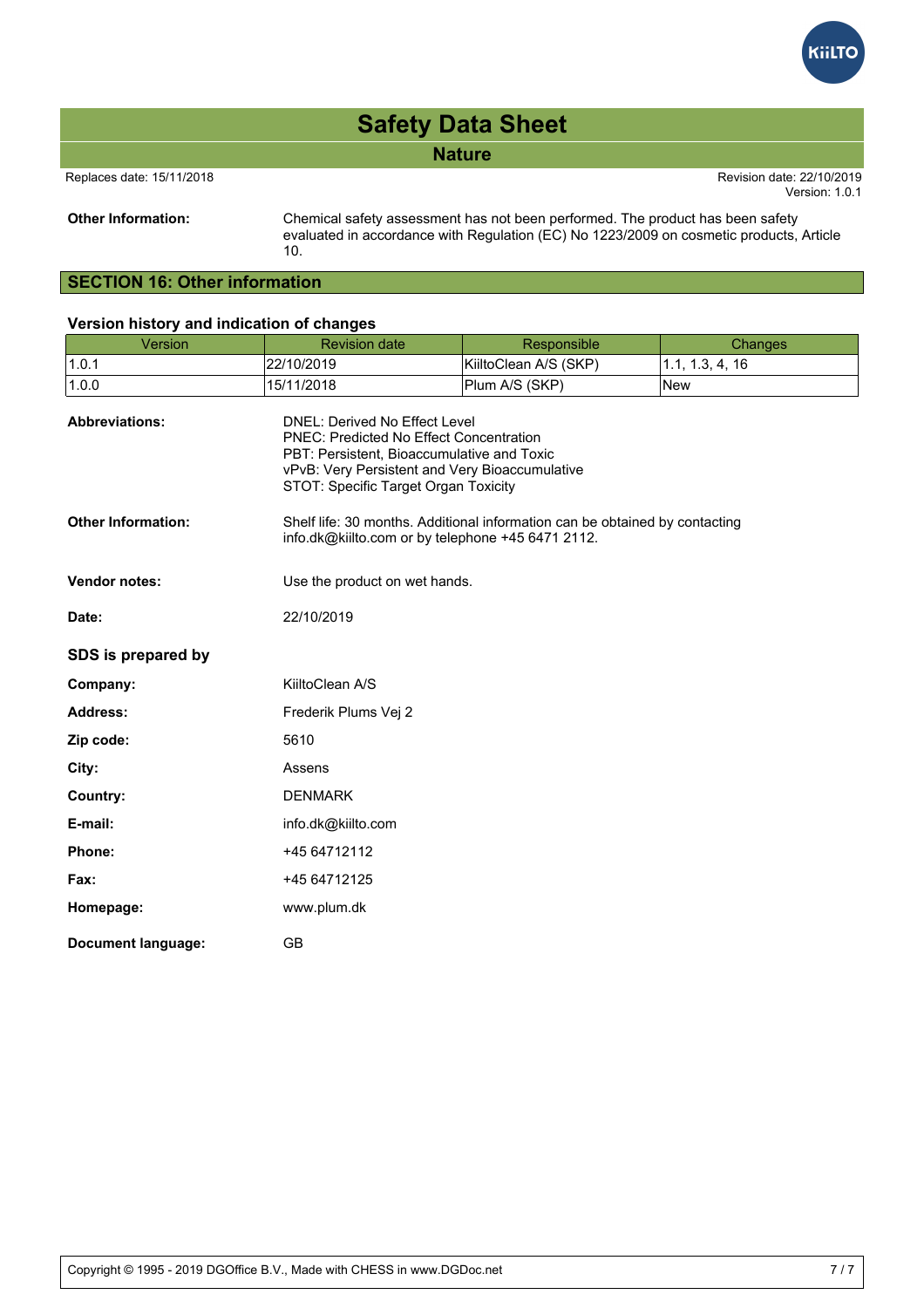# Safety Data Sheet

## Nature

Replaces date: 15/11/2018

Revision date: 22/10/2019
Version: 1.0.1

**Other Information:** Chemical safety assessment has not been performed. The product has been safety evaluated in accordance with Regulation (EC) No 1223/2009 on cosmetic products, Article 10.

## SECTION 16: Other information

### Version history and indication of changes

| Version | Revision date | Responsible | Changes |
|---|---|---|---|
| 1.0.1 | 22/10/2019 | KiiltoClean A/S (SKP) | 1.1, 1.3, 4, 16 |
| 1.0.0 | 15/11/2018 | Plum A/S (SKP) | New |

**Abbreviations:**
DNEL: Derived No Effect Level
PNEC: Predicted No Effect Concentration
PBT: Persistent, Bioaccumulative and Toxic
vPvB: Very Persistent and Very Bioaccumulative
STOT: Specific Target Organ Toxicity

**Other Information:** Shelf life: 30 months. Additional information can be obtained by contacting info.dk@kiilto.com or by telephone +45 6471 2112.

**Vendor notes:** Use the product on wet hands.

**Date:** 22/10/2019

### SDS is prepared by

**Company:** KiiltoClean A/S

**Address:** Frederik Plums Vej 2

**Zip code:** 5610

**City:** Assens

**Country:** DENMARK

**E-mail:** info.dk@kiilto.com

**Phone:** +45 64712112

**Fax:** +45 64712125

**Homepage:** www.plum.dk

**Document language:** GB